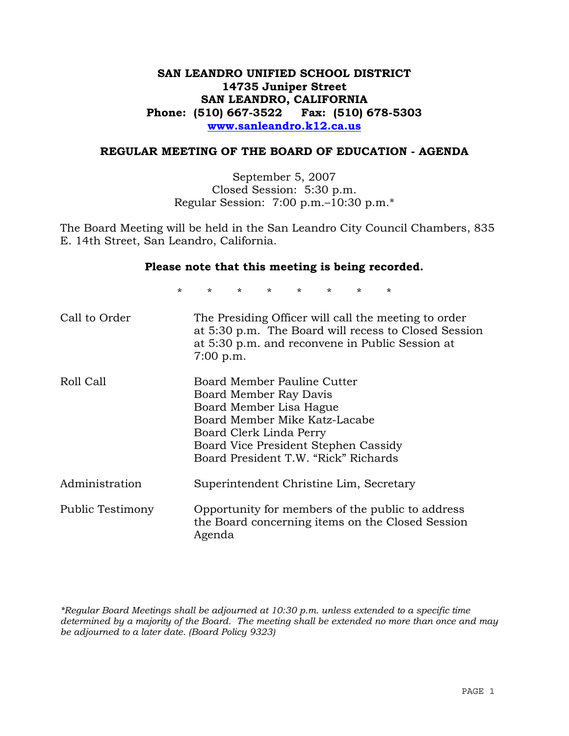**SAN LEANDRO UNIFIED SCHOOL DISTRICT**
**14735 Juniper Street**
**SAN LEANDRO, CALIFORNIA**
**Phone: (510) 667-3522 Fax: (510) 678-5303**
**www.sanleandro.k12.ca.us**

## REGULAR MEETING OF THE BOARD OF EDUCATION - AGENDA

September 5, 2007
Closed Session: 5:30 p.m.
Regular Session: 7:00 p.m.–10:30 p.m.*

The Board Meeting will be held in the San Leandro City Council Chambers, 835 E. 14th Street, San Leandro, California.

**Please note that this meeting is being recorded.**

\* \* \* \* \* \* \* \*

| | |
|---|---|
| Call to Order | The Presiding Officer will call the meeting to order at 5:30 p.m. The Board will recess to Closed Session at 5:30 p.m. and reconvene in Public Session at 7:00 p.m. |
| Roll Call | Board Member Pauline Cutter<br>Board Member Ray Davis<br>Board Member Lisa Hague<br>Board Member Mike Katz-Lacabe<br>Board Clerk Linda Perry<br>Board Vice President Stephen Cassidy<br>Board President T.W. "Rick" Richards |
| Administration | Superintendent Christine Lim, Secretary |
| Public Testimony | Opportunity for members of the public to address the Board concerning items on the Closed Session Agenda |

*\*Regular Board Meetings shall be adjourned at 10:30 p.m. unless extended to a specific time determined by a majority of the Board. The meeting shall be extended no more than once and may be adjourned to a later date. (Board Policy 9323)*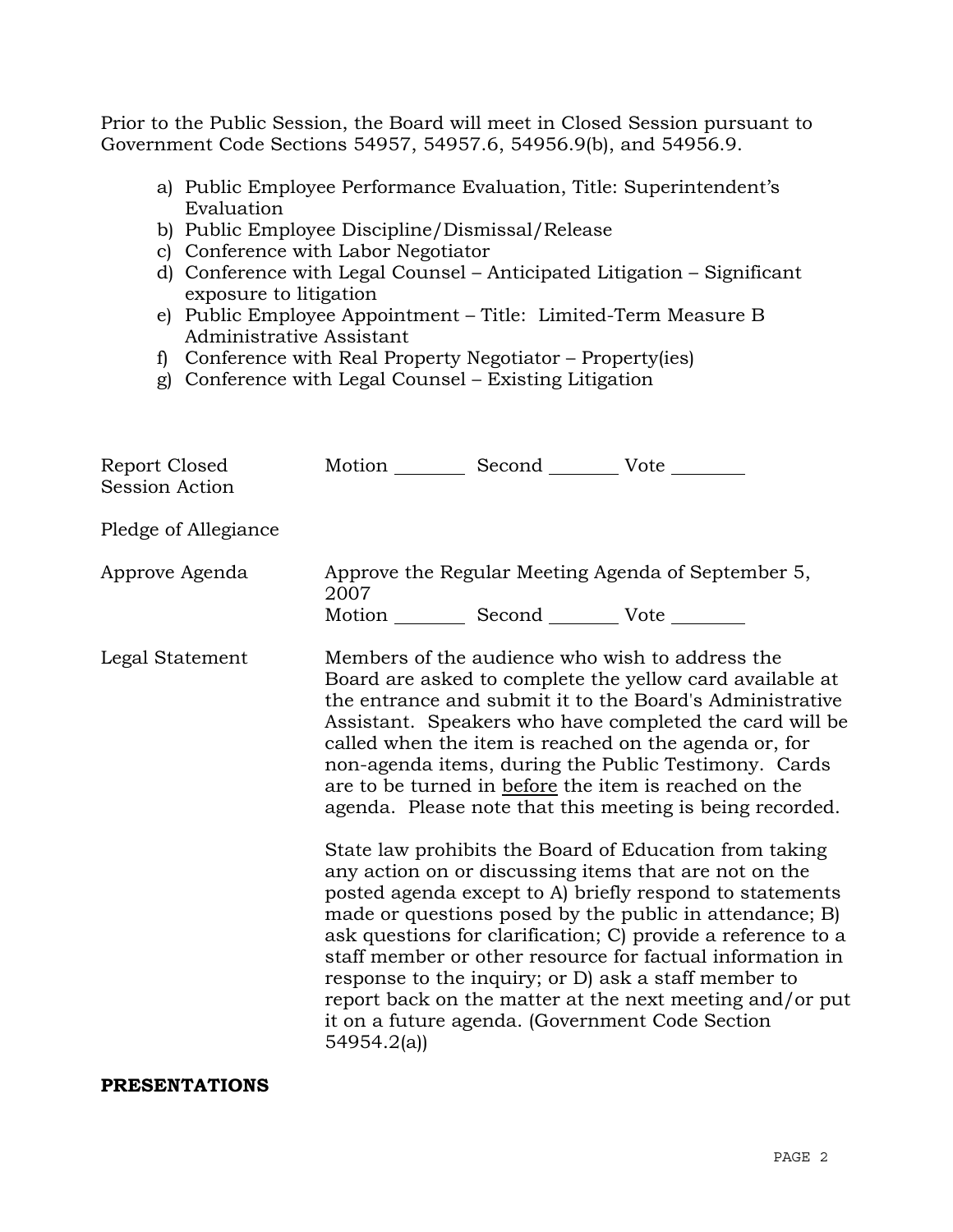Prior to the Public Session, the Board will meet in Closed Session pursuant to Government Code Sections 54957, 54957.6, 54956.9(b), and 54956.9.

a) Public Employee Performance Evaluation, Title: Superintendent's Evaluation
b) Public Employee Discipline/Dismissal/Release
c) Conference with Labor Negotiator
d) Conference with Legal Counsel – Anticipated Litigation – Significant exposure to litigation
e) Public Employee Appointment – Title: Limited-Term Measure B Administrative Assistant
f) Conference with Real Property Negotiator – Property(ies)
g) Conference with Legal Counsel – Existing Litigation

| | |
|---|---|
| Report Closed Session Action | Motion \_\_\_\_\_\_\_\_ Second \_\_\_\_\_\_\_\_ Vote \_\_\_\_\_\_\_\_ |
| Pledge of Allegiance | |
| Approve Agenda | Approve the Regular Meeting Agenda of September 5, 2007<br>Motion \_\_\_\_\_\_\_\_ Second \_\_\_\_\_\_\_\_ Vote \_\_\_\_\_\_\_\_ |
| Legal Statement | Members of the audience who wish to address the Board are asked to complete the yellow card available at the entrance and submit it to the Board's Administrative Assistant. Speakers who have completed the card will be called when the item is reached on the agenda or, for non-agenda items, during the Public Testimony. Cards are to be turned in <u>before</u> the item is reached on the agenda. Please note that this meeting is being recorded.<br><br>State law prohibits the Board of Education from taking any action on or discussing items that are not on the posted agenda except to A) briefly respond to statements made or questions posed by the public in attendance; B) ask questions for clarification; C) provide a reference to a staff member or other resource for factual information in response to the inquiry; or D) ask a staff member to report back on the matter at the next meeting and/or put it on a future agenda. (Government Code Section 54954.2(a)) |

**PRESENTATIONS**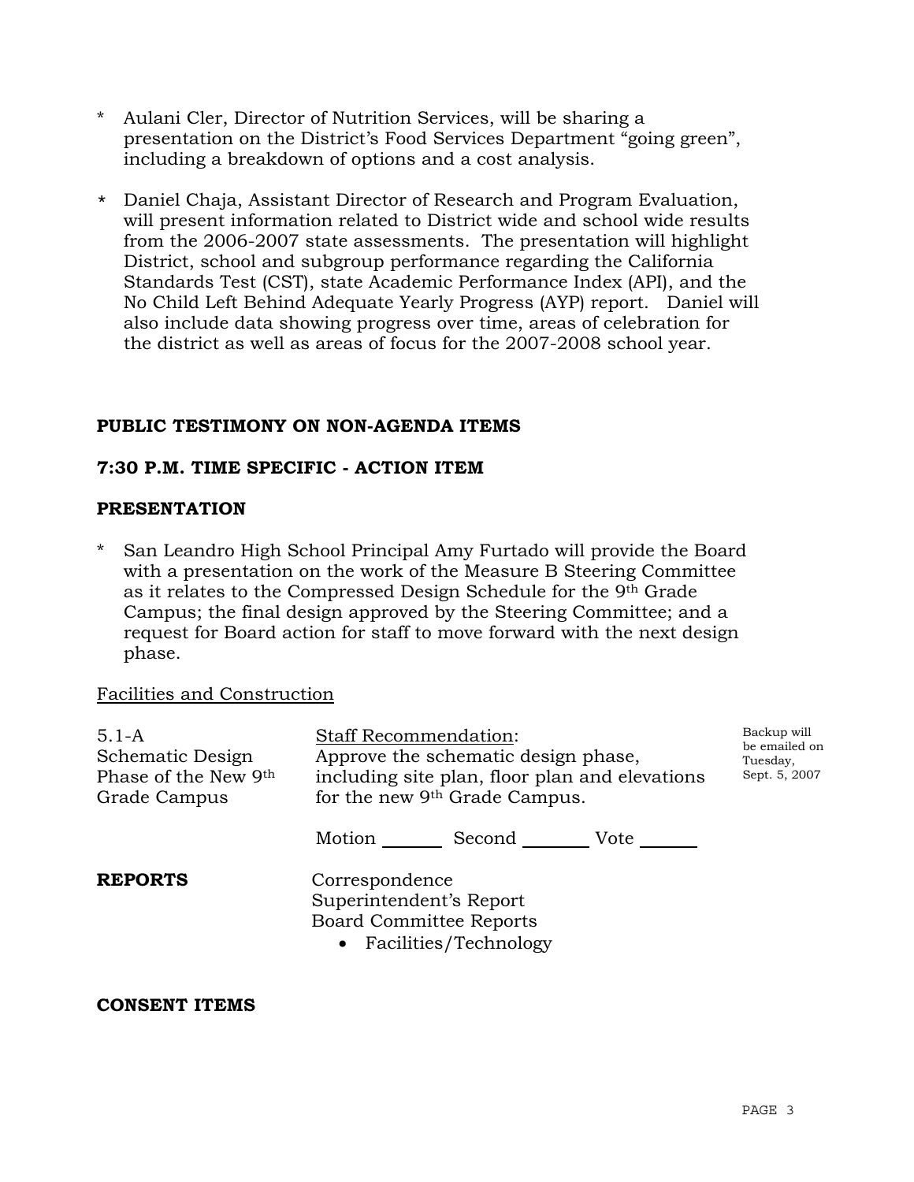* Aulani Cler, Director of Nutrition Services, will be sharing a presentation on the District's Food Services Department "going green", including a breakdown of options and a cost analysis.

* Daniel Chaja, Assistant Director of Research and Program Evaluation, will present information related to District wide and school wide results from the 2006-2007 state assessments. The presentation will highlight District, school and subgroup performance regarding the California Standards Test (CST), state Academic Performance Index (API), and the No Child Left Behind Adequate Yearly Progress (AYP) report. Daniel will also include data showing progress over time, areas of celebration for the district as well as areas of focus for the 2007-2008 school year.

**PUBLIC TESTIMONY ON NON-AGENDA ITEMS**

**7:30 P.M. TIME SPECIFIC - ACTION ITEM**

**PRESENTATION**

* San Leandro High School Principal Amy Furtado will provide the Board with a presentation on the work of the Measure B Steering Committee as it relates to the Compressed Design Schedule for the 9th Grade Campus; the final design approved by the Steering Committee; and a request for Board action for staff to move forward with the next design phase.

Facilities and Construction

5.1-A
Schematic Design Phase of the New 9th Grade Campus

Staff Recommendation:
Approve the schematic design phase, including site plan, floor plan and elevations for the new 9th Grade Campus.

Backup will be emailed on Tuesday, Sept. 5, 2007

Motion _______ Second _______ Vote _______

**REPORTS**

Correspondence
Superintendent's Report
Board Committee Reports

- Facilities/Technology

**CONSENT ITEMS**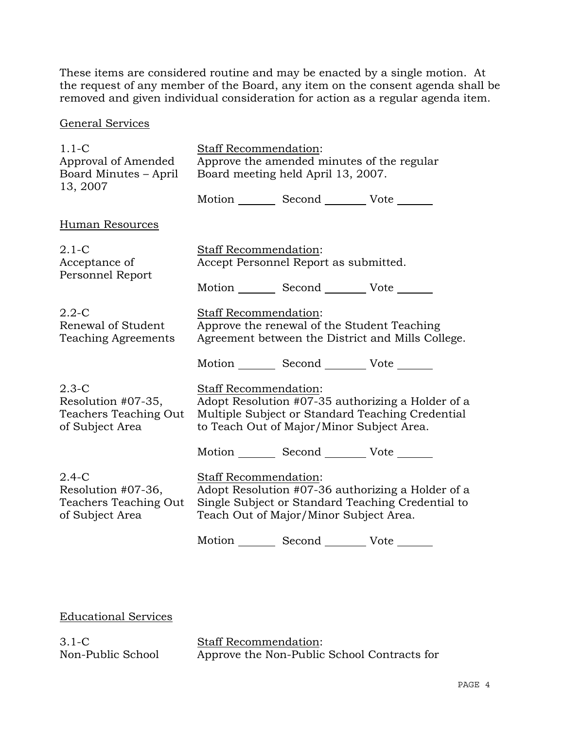These items are considered routine and may be enacted by a single motion. At the request of any member of the Board, any item on the consent agenda shall be removed and given individual consideration for action as a regular agenda item.

General Services

| | |
|---|---|
| 1.1-C<br>Approval of Amended Board Minutes – April 13, 2007 | Staff Recommendation:<br>Approve the amended minutes of the regular Board meeting held April 13, 2007.<br><br>Motion _______ Second _______ Vote ______ |

Human Resources

| | |
|---|---|
| 2.1-C<br>Acceptance of Personnel Report | Staff Recommendation:<br>Accept Personnel Report as submitted.<br><br>Motion _______ Second _______ Vote ______ |
| 2.2-C<br>Renewal of Student Teaching Agreements | Staff Recommendation:<br>Approve the renewal of the Student Teaching Agreement between the District and Mills College.<br><br>Motion _______ Second _______ Vote ______ |
| 2.3-C<br>Resolution #07-35, Teachers Teaching Out of Subject Area | Staff Recommendation:<br>Adopt Resolution #07-35 authorizing a Holder of a Multiple Subject or Standard Teaching Credential to Teach Out of Major/Minor Subject Area.<br><br>Motion _______ Second _______ Vote ______ |
| 2.4-C<br>Resolution #07-36, Teachers Teaching Out of Subject Area | Staff Recommendation:<br>Adopt Resolution #07-36 authorizing a Holder of a Single Subject or Standard Teaching Credential to Teach Out of Major/Minor Subject Area.<br><br>Motion _______ Second _______ Vote ______ |

Educational Services

| | |
|---|---|
| 3.1-C<br>Non-Public School | Staff Recommendation:<br>Approve the Non-Public School Contracts for |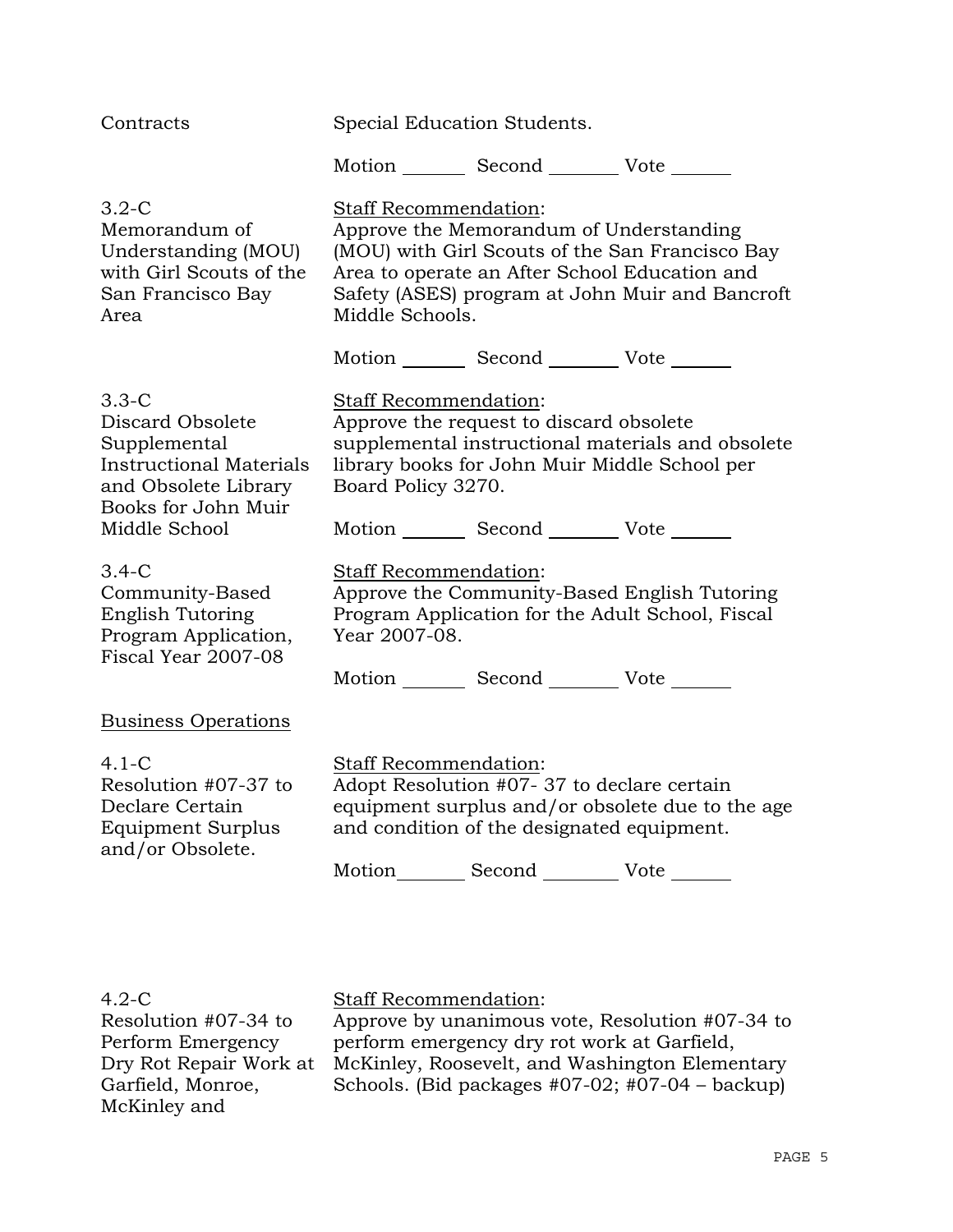Contracts

Special Education Students.

Motion _______ Second _______ Vote ______

3.2-C
Memorandum of Understanding (MOU) with Girl Scouts of the San Francisco Bay Area

Staff Recommendation:
Approve the Memorandum of Understanding (MOU) with Girl Scouts of the San Francisco Bay Area to operate an After School Education and Safety (ASES) program at John Muir and Bancroft Middle Schools.

Motion _______ Second _______ Vote ______

3.3-C
Discard Obsolete Supplemental Instructional Materials and Obsolete Library Books for John Muir Middle School

Staff Recommendation:
Approve the request to discard obsolete supplemental instructional materials and obsolete library books for John Muir Middle School per Board Policy 3270.

Motion _______ Second _______ Vote ______

3.4-C
Community-Based English Tutoring Program Application, Fiscal Year 2007-08

Staff Recommendation:
Approve the Community-Based English Tutoring Program Application for the Adult School, Fiscal Year 2007-08.

Motion _______ Second _______ Vote ______

Business Operations

4.1-C
Resolution #07-37 to Declare Certain Equipment Surplus and/or Obsolete.

Staff Recommendation:
Adopt Resolution #07- 37 to declare certain equipment surplus and/or obsolete due to the age and condition of the designated equipment.

Motion_______ Second _______ Vote ______

4.2-C
Resolution #07-34 to Perform Emergency Dry Rot Repair Work at Garfield, Monroe, McKinley and

Staff Recommendation:
Approve by unanimous vote, Resolution #07-34 to perform emergency dry rot work at Garfield, McKinley, Roosevelt, and Washington Elementary Schools. (Bid packages #07-02; #07-04 – backup)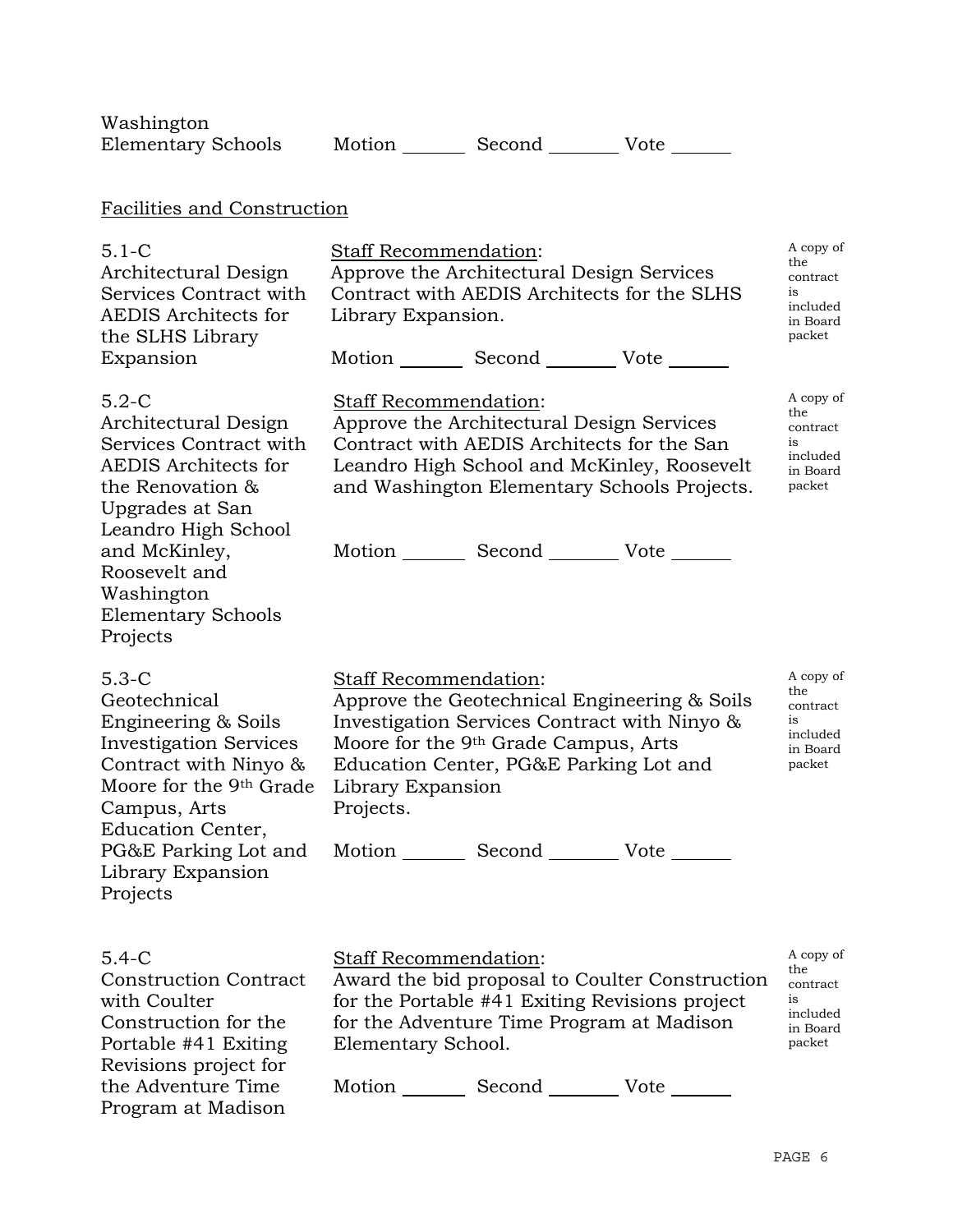Washington Elementary Schools

Motion _______ Second _______ Vote _______

Facilities and Construction

| | | |
|---|---|---|
| 5.1-C<br>Architectural Design Services Contract with AEDIS Architects for the SLHS Library Expansion | Staff Recommendation:<br>Approve the Architectural Design Services Contract with AEDIS Architects for the SLHS Library Expansion.<br><br>Motion _______ Second _______ Vote _______ | A copy of the contract is included in Board packet |
| 5.2-C<br>Architectural Design Services Contract with AEDIS Architects for the Renovation & Upgrades at San Leandro High School and McKinley, Roosevelt and Washington Elementary Schools Projects | Staff Recommendation:<br>Approve the Architectural Design Services Contract with AEDIS Architects for the San Leandro High School and McKinley, Roosevelt and Washington Elementary Schools Projects.<br><br>Motion _______ Second _______ Vote _______ | A copy of the contract is included in Board packet |
| 5.3-C<br>Geotechnical Engineering & Soils Investigation Services Contract with Ninyo & Moore for the 9th Grade Campus, Arts Education Center, PG&E Parking Lot and Library Expansion Projects | Staff Recommendation:<br>Approve the Geotechnical Engineering & Soils Investigation Services Contract with Ninyo & Moore for the 9th Grade Campus, Arts Education Center, PG&E Parking Lot and Library Expansion Projects.<br><br>Motion _______ Second _______ Vote _______ | A copy of the contract is included in Board packet |
| 5.4-C<br>Construction Contract with Coulter Construction for the Portable #41 Exiting Revisions project for the Adventure Time Program at Madison | Staff Recommendation:<br>Award the bid proposal to Coulter Construction for the Portable #41 Exiting Revisions project for the Adventure Time Program at Madison Elementary School.<br><br>Motion _______ Second _______ Vote _______ | A copy of the contract is included in Board packet |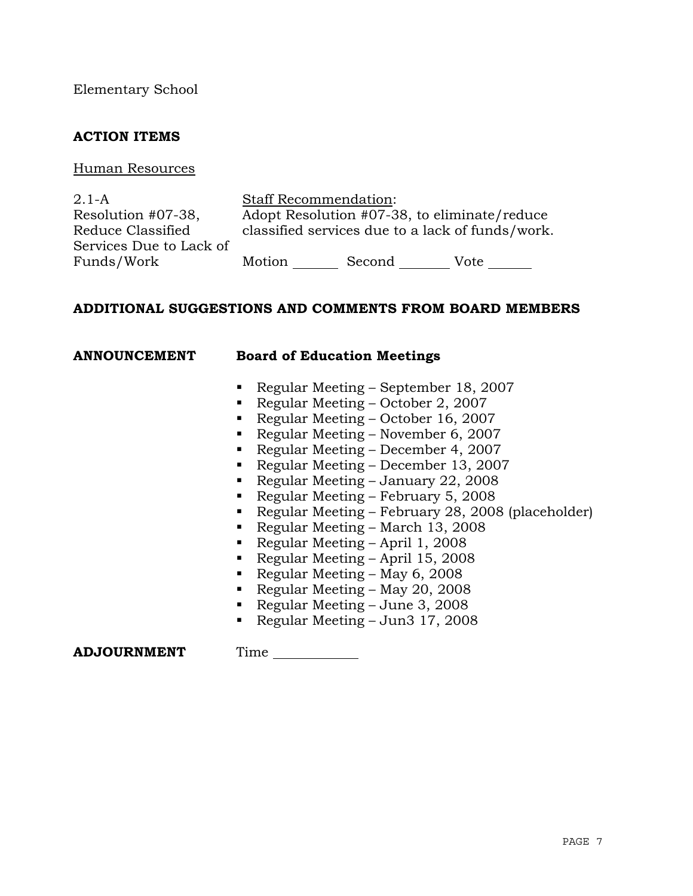Elementary School

**ACTION ITEMS**

Human Resources

| | |
|---|---|
| 2.1-A<br>Resolution #07-38, Reduce Classified Services Due to Lack of Funds/Work | Staff Recommendation:<br>Adopt Resolution #07-38, to eliminate/reduce classified services due to a lack of funds/work.<br><br>Motion _______ Second _______ Vote _______ |

**ADDITIONAL SUGGESTIONS AND COMMENTS FROM BOARD MEMBERS**

**ANNOUNCEMENT** **Board of Education Meetings**

- Regular Meeting – September 18, 2007
- Regular Meeting – October 2, 2007
- Regular Meeting – October 16, 2007
- Regular Meeting – November 6, 2007
- Regular Meeting – December 4, 2007
- Regular Meeting – December 13, 2007
- Regular Meeting – January 22, 2008
- Regular Meeting – February 5, 2008
- Regular Meeting – February 28, 2008 (placeholder)
- Regular Meeting – March 13, 2008
- Regular Meeting – April 1, 2008
- Regular Meeting – April 15, 2008
- Regular Meeting – May 6, 2008
- Regular Meeting – May 20, 2008
- Regular Meeting – June 3, 2008
- Regular Meeting – Jun3 17, 2008

**ADJOURNMENT** Time ____________